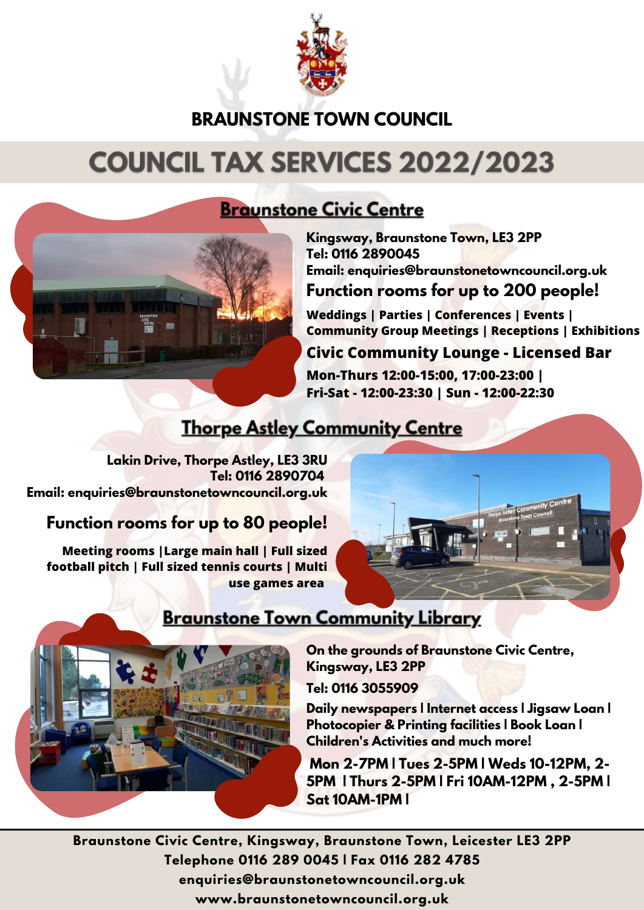# BRAUNSTONE TOWN COUNCIL

# COUNCIL TAX SERVICES 2022/2023

## Braunstone Civic Centre

**Kingsway, Braunstone Town, LE3 2PP**
**Tel: 0116 2890045**
**Email: enquiries@braunstonetowncouncil.org.uk**

### Function rooms for up to 200 people!

**Weddings | Parties | Conferences | Events | Community Group Meetings | Receptions | Exhibitions**

### Civic Community Lounge - Licensed Bar

**Mon-Thurs 12:00-15:00, 17:00-23:00 | Fri-Sat - 12:00-23:30 | Sun - 12:00-22:30**

## Thorpe Astley Community Centre

**Lakin Drive, Thorpe Astley, LE3 3RU**
**Tel: 0116 2890704**
**Email: enquiries@braunstonetowncouncil.org.uk**

### Function rooms for up to 80 people!

**Meeting rooms |Large main hall | Full sized football pitch | Full sized tennis courts | Multi use games area**

## Braunstone Town Community Library

**On the grounds of Braunstone Civic Centre, Kingsway, LE3 2PP**

**Tel: 0116 3055909**

**Daily newspapers I Internet access I Jigsaw Loan I Photocopier & Printing facilities I Book Loan I Children's Activities and much more!**

**Mon 2-7PM I Tues 2-5PM I Weds 10-12PM, 2-5PM I Thurs 2-5PM I Fri 10AM-12PM , 2-5PM I Sat 10AM-1PM I**

**Braunstone Civic Centre, Kingsway, Braunstone Town, Leicester LE3 2PP**
**Telephone 0116 289 0045 I Fax 0116 282 4785**
**enquiries@braunstonetowncouncil.org.uk**
**www.braunstonetowncouncil.org.uk**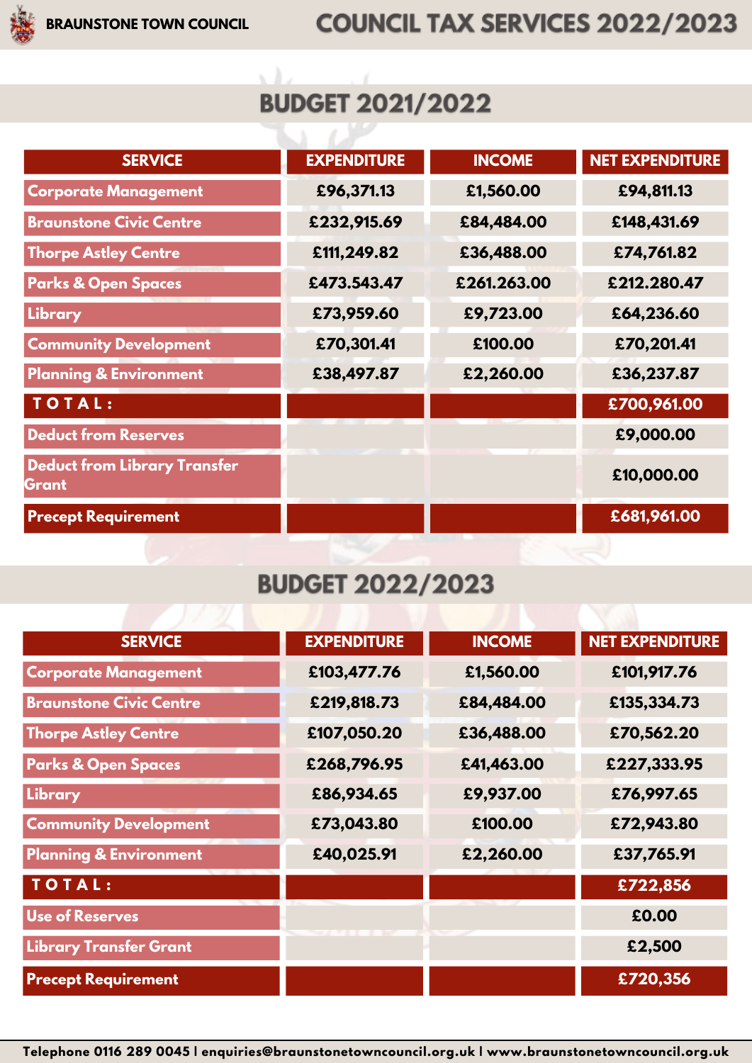# BRAUNSTONE TOWN COUNCIL

# COUNCIL TAX SERVICES 2022/2023

## BUDGET 2021/2022

| SERVICE | EXPENDITURE | INCOME | NET EXPENDITURE |
|---|---|---|---|
| Corporate Management | £96,371.13 | £1,560.00 | £94,811.13 |
| Braunstone Civic Centre | £232,915.69 | £84,484.00 | £148,431.69 |
| Thorpe Astley Centre | £111,249.82 | £36,488.00 | £74,761.82 |
| Parks & Open Spaces | £473.543.47 | £261.263.00 | £212.280.47 |
| Library | £73,959.60 | £9,723.00 | £64,236.60 |
| Community Development | £70,301.41 | £100.00 | £70,201.41 |
| Planning & Environment | £38,497.87 | £2,260.00 | £36,237.87 |
| **TOTAL:** | | | **£700,961.00** |
| Deduct from Reserves | | | £9,000.00 |
| Deduct from Library Transfer Grant | | | £10,000.00 |
| **Precept Requirement** | | | **£681,961.00** |

## BUDGET 2022/2023

| SERVICE | EXPENDITURE | INCOME | NET EXPENDITURE |
|---|---|---|---|
| Corporate Management | £103,477.76 | £1,560.00 | £101,917.76 |
| Braunstone Civic Centre | £219,818.73 | £84,484.00 | £135,334.73 |
| Thorpe Astley Centre | £107,050.20 | £36,488.00 | £70,562.20 |
| Parks & Open Spaces | £268,796.95 | £41,463.00 | £227,333.95 |
| Library | £86,934.65 | £9,937.00 | £76,997.65 |
| Community Development | £73,043.80 | £100.00 | £72,943.80 |
| Planning & Environment | £40,025.91 | £2,260.00 | £37,765.91 |
| **TOTAL:** | | | **£722,856** |
| Use of Reserves | | | £0.00 |
| Library Transfer Grant | | | £2,500 |
| **Precept Requirement** | | | **£720,356** |

Telephone 0116 289 0045 | enquiries@braunstonetowncouncil.org.uk | www.braunstonetowncouncil.org.uk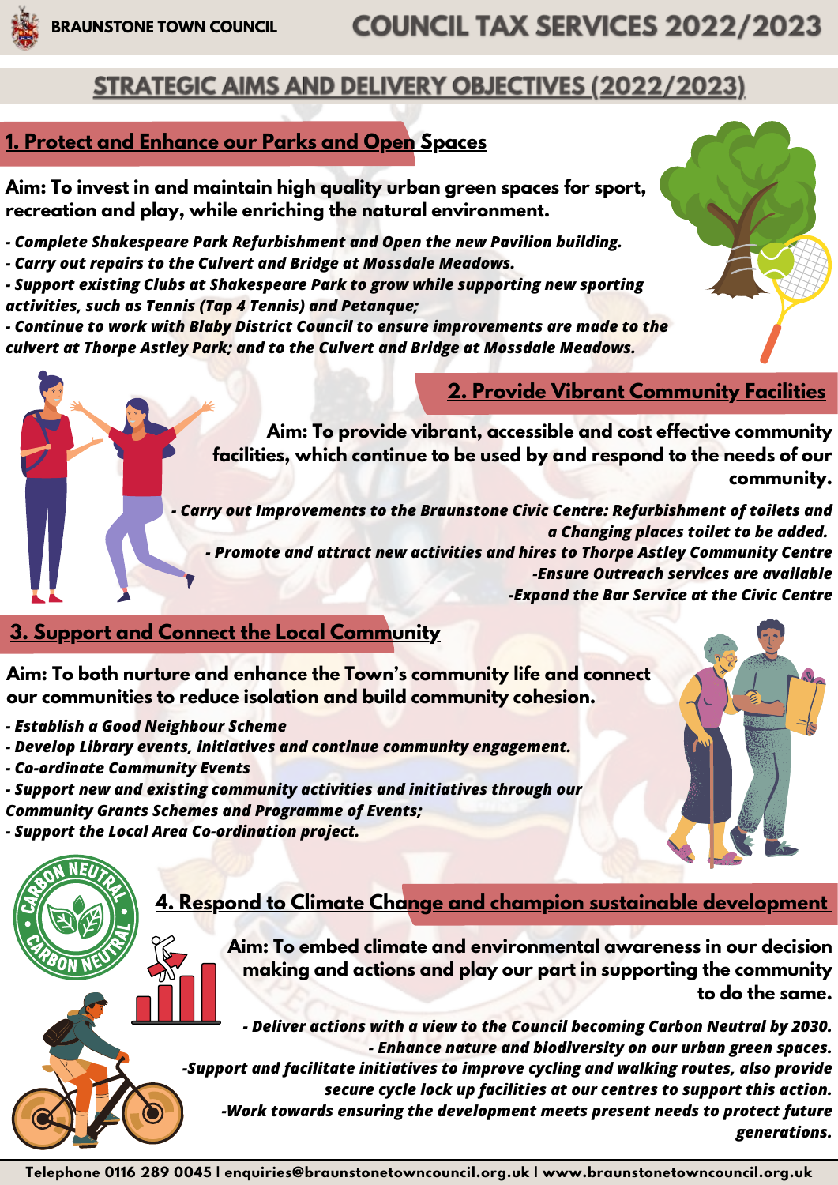# STRATEGIC AIMS AND DELIVERY OBJECTIVES (2022/2023)

## 1. Protect and Enhance our Parks and Open Spaces

**Aim: To invest in and maintain high quality urban green spaces for sport, recreation and play, while enriching the natural environment.**

- ***Complete Shakespeare Park Refurbishment and Open the new Pavilion building.***
- ***Carry out repairs to the Culvert and Bridge at Mossdale Meadows.***
- ***Support existing Clubs at Shakespeare Park to grow while supporting new sporting activities, such as Tennis (Tap 4 Tennis) and Petanque;***
- ***Continue to work with Blaby District Council to ensure improvements are made to the culvert at Thorpe Astley Park; and to the Culvert and Bridge at Mossdale Meadows.***

## 2. Provide Vibrant Community Facilities

**Aim: To provide vibrant, accessible and cost effective community facilities, which continue to be used by and respond to the needs of our community.**

- ***Carry out Improvements to the Braunstone Civic Centre: Refurbishment of toilets and a Changing places toilet to be added.***
- ***Promote and attract new activities and hires to Thorpe Astley Community Centre***
- ***Ensure Outreach services are available***
- ***Expand the Bar Service at the Civic Centre***

## 3. Support and Connect the Local Community

**Aim: To both nurture and enhance the Town's community life and connect our communities to reduce isolation and build community cohesion.**

- ***Establish a Good Neighbour Scheme***
- ***Develop Library events, initiatives and continue community engagement.***
- ***Co-ordinate Community Events***
- ***Support new and existing community activities and initiatives through our Community Grants Schemes and Programme of Events;***
- ***Support the Local Area Co-ordination project.***

## 4. Respond to Climate Change and champion sustainable development

**Aim: To embed climate and environmental awareness in our decision making and actions and play our part in supporting the community to do the same.**

- ***Deliver actions with a view to the Council becoming Carbon Neutral by 2030.***
- ***Enhance nature and biodiversity on our urban green spaces.***
- ***Support and facilitate initiatives to improve cycling and walking routes, also provide secure cycle lock up facilities at our centres to support this action.***
- ***Work towards ensuring the development meets present needs to protect future generations.***

Telephone 0116 289 0045 | enquiries@braunstonetowncouncil.org.uk | www.braunstonetowncouncil.org.uk